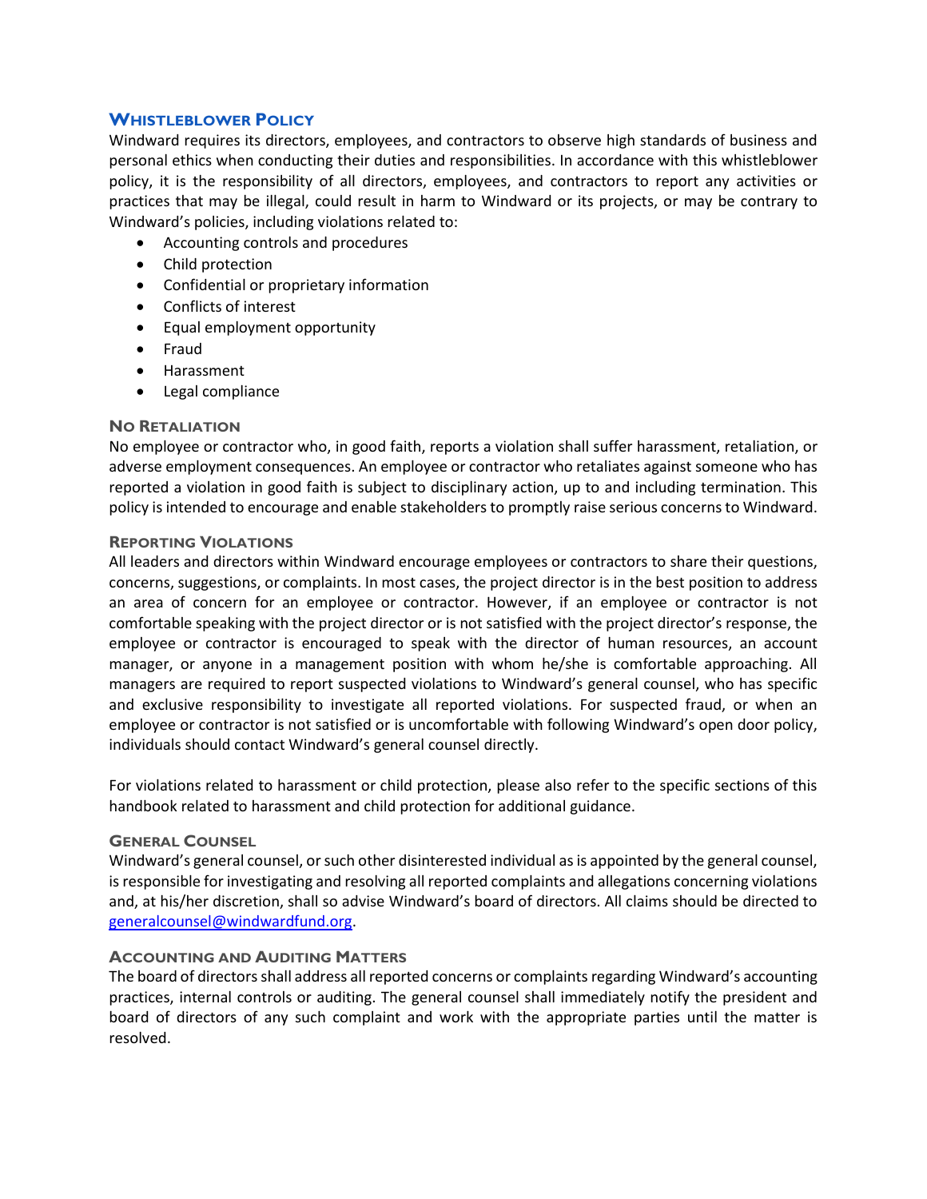## Whistleblower Policy

Windward requires its directors, employees, and contractors to observe high standards of business and personal ethics when conducting their duties and responsibilities. In accordance with this whistleblower policy, it is the responsibility of all directors, employees, and contractors to report any activities or practices that may be illegal, could result in harm to Windward or its projects, or may be contrary to Windward's policies, including violations related to:

- Accounting controls and procedures
- Child protection
- Confidential or proprietary information
- Conflicts of interest
- Equal employment opportunity
- Fraud
- Harassment
- Legal compliance

### No Retaliation

No employee or contractor who, in good faith, reports a violation shall suffer harassment, retaliation, or adverse employment consequences. An employee or contractor who retaliates against someone who has reported a violation in good faith is subject to disciplinary action, up to and including termination. This policy is intended to encourage and enable stakeholders to promptly raise serious concerns to Windward.

### Reporting Violations

All leaders and directors within Windward encourage employees or contractors to share their questions, concerns, suggestions, or complaints. In most cases, the project director is in the best position to address an area of concern for an employee or contractor. However, if an employee or contractor is not comfortable speaking with the project director or is not satisfied with the project director's response, the employee or contractor is encouraged to speak with the director of human resources, an account manager, or anyone in a management position with whom he/she is comfortable approaching. All managers are required to report suspected violations to Windward's general counsel, who has specific and exclusive responsibility to investigate all reported violations. For suspected fraud, or when an employee or contractor is not satisfied or is uncomfortable with following Windward's open door policy, individuals should contact Windward's general counsel directly.

For violations related to harassment or child protection, please also refer to the specific sections of this handbook related to harassment and child protection for additional guidance.

### General Counsel

Windward's general counsel, or such other disinterested individual as is appointed by the general counsel, is responsible for investigating and resolving all reported complaints and allegations concerning violations and, at his/her discretion, shall so advise Windward's board of directors. All claims should be directed to generalcounsel@windwardfund.org.

### Accounting and Auditing Matters

The board of directors shall address all reported concerns or complaints regarding Windward's accounting practices, internal controls or auditing. The general counsel shall immediately notify the president and board of directors of any such complaint and work with the appropriate parties until the matter is resolved.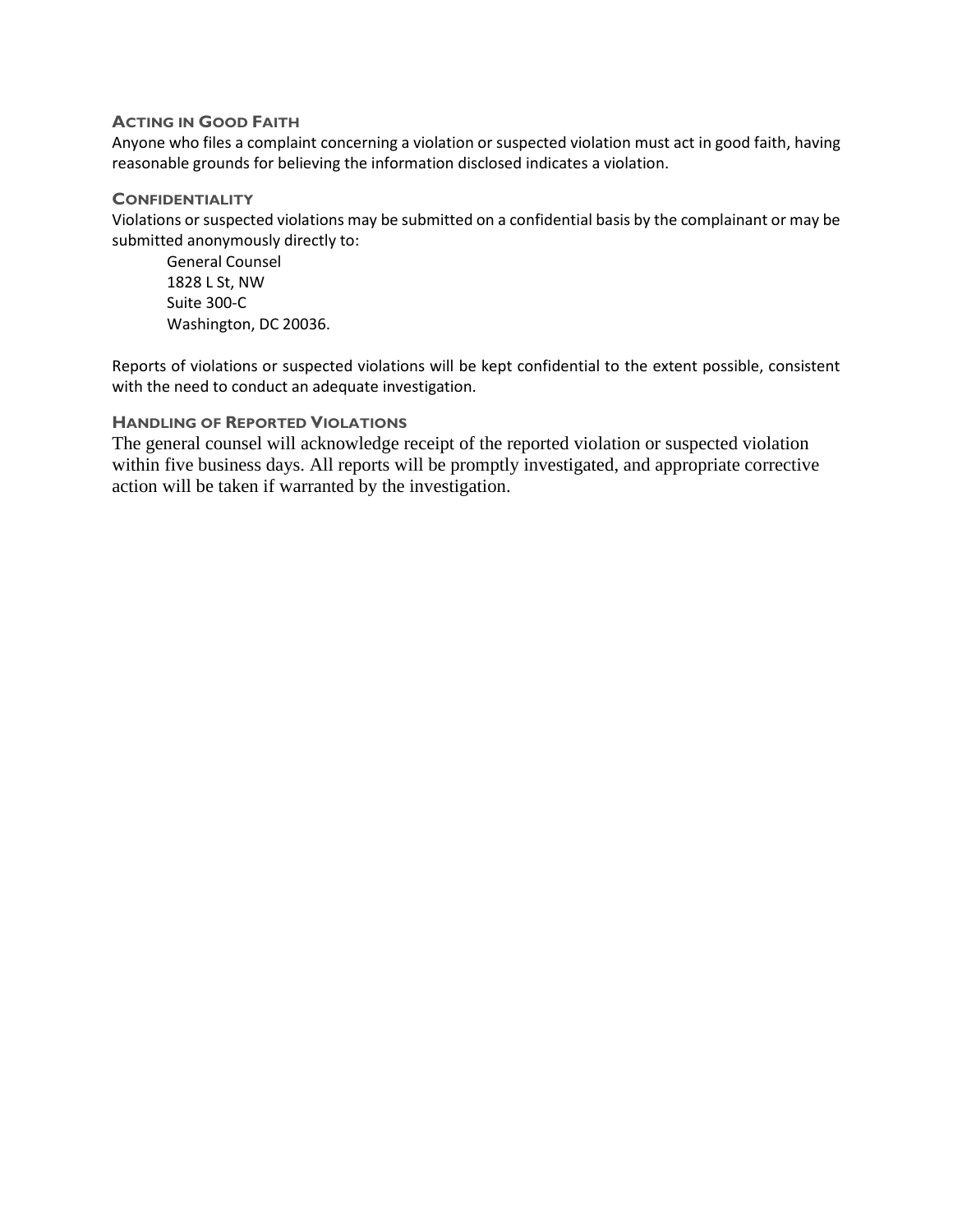### Acting in Good Faith

Anyone who files a complaint concerning a violation or suspected violation must act in good faith, having reasonable grounds for believing the information disclosed indicates a violation.

### Confidentiality

Violations or suspected violations may be submitted on a confidential basis by the complainant or may be submitted anonymously directly to:

General Counsel
1828 L St, NW
Suite 300-C
Washington, DC 20036.

Reports of violations or suspected violations will be kept confidential to the extent possible, consistent with the need to conduct an adequate investigation.

### Handling of Reported Violations

The general counsel will acknowledge receipt of the reported violation or suspected violation within five business days. All reports will be promptly investigated, and appropriate corrective action will be taken if warranted by the investigation.